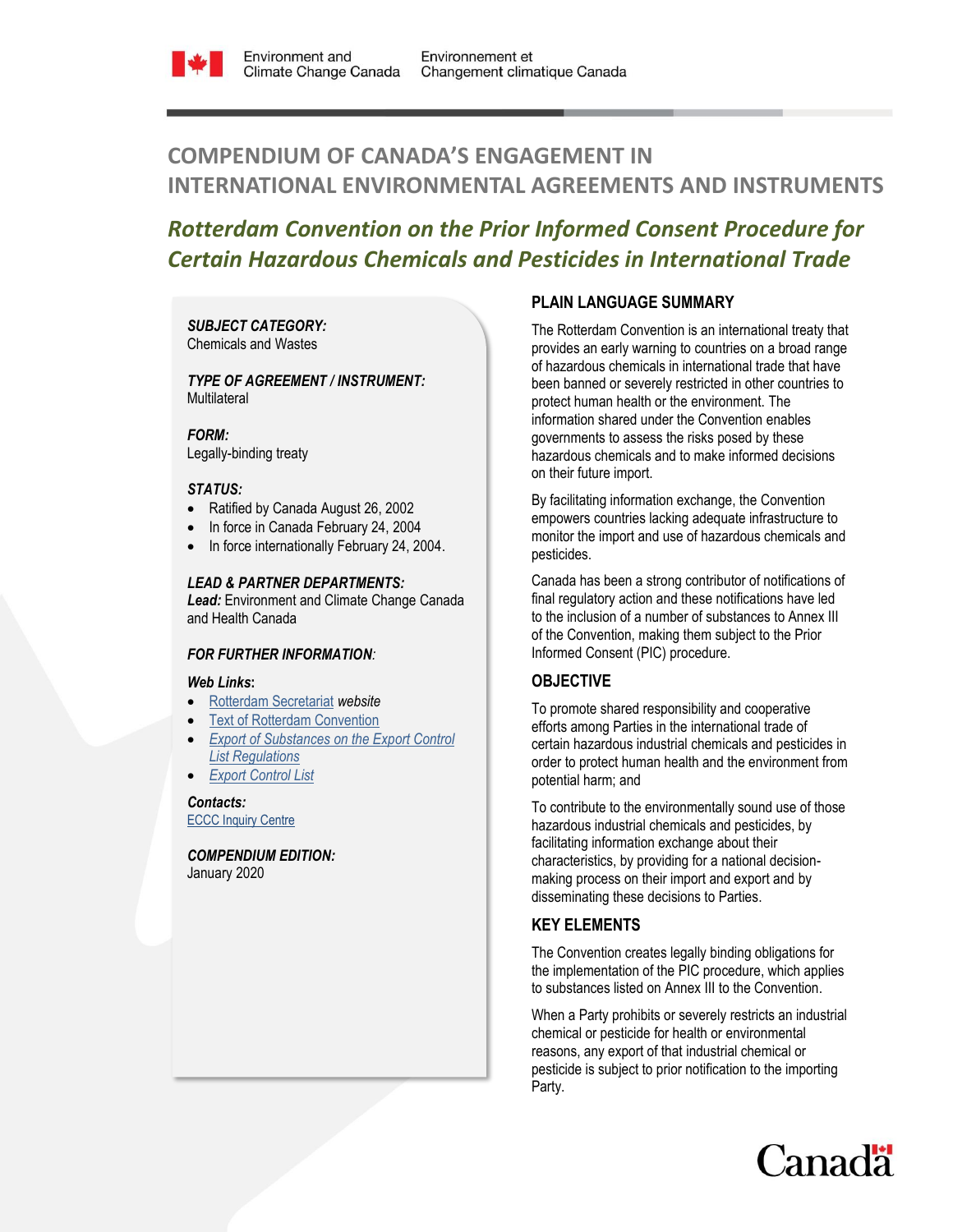Environment and Climate Change Canada / Environnement et Changement climatique Canada

# COMPENDIUM OF CANADA'S ENGAGEMENT IN INTERNATIONAL ENVIRONMENTAL AGREEMENTS AND INSTRUMENTS

## *Rotterdam Convention on the Prior Informed Consent Procedure for Certain Hazardous Chemicals and Pesticides in International Trade*

***SUBJECT CATEGORY:***
Chemicals and Wastes

***TYPE OF AGREEMENT / INSTRUMENT:***
Multilateral

***FORM:***
Legally-binding treaty

***STATUS:***

- Ratified by Canada August 26, 2002
- In force in Canada February 24, 2004
- In force internationally February 24, 2004.

***LEAD & PARTNER DEPARTMENTS:***
***Lead:*** Environment and Climate Change Canada and Health Canada

***FOR FURTHER INFORMATION:***

***Web Links:***

- Rotterdam Secretariat *website*
- Text of Rotterdam Convention
- *Export of Substances on the Export Control List Regulations*
- *Export Control List*

***Contacts:***
ECCC Inquiry Centre

***COMPENDIUM EDITION:***
January 2020

### PLAIN LANGUAGE SUMMARY

The Rotterdam Convention is an international treaty that provides an early warning to countries on a broad range of hazardous chemicals in international trade that have been banned or severely restricted in other countries to protect human health or the environment. The information shared under the Convention enables governments to assess the risks posed by these hazardous chemicals and to make informed decisions on their future import.

By facilitating information exchange, the Convention empowers countries lacking adequate infrastructure to monitor the import and use of hazardous chemicals and pesticides.

Canada has been a strong contributor of notifications of final regulatory action and these notifications have led to the inclusion of a number of substances to Annex III of the Convention, making them subject to the Prior Informed Consent (PIC) procedure.

### OBJECTIVE

To promote shared responsibility and cooperative efforts among Parties in the international trade of certain hazardous industrial chemicals and pesticides in order to protect human health and the environment from potential harm; and

To contribute to the environmentally sound use of those hazardous industrial chemicals and pesticides, by facilitating information exchange about their characteristics, by providing for a national decision-making process on their import and export and by disseminating these decisions to Parties.

### KEY ELEMENTS

The Convention creates legally binding obligations for the implementation of the PIC procedure, which applies to substances listed on Annex III to the Convention.

When a Party prohibits or severely restricts an industrial chemical or pesticide for health or environmental reasons, any export of that industrial chemical or pesticide is subject to prior notification to the importing Party.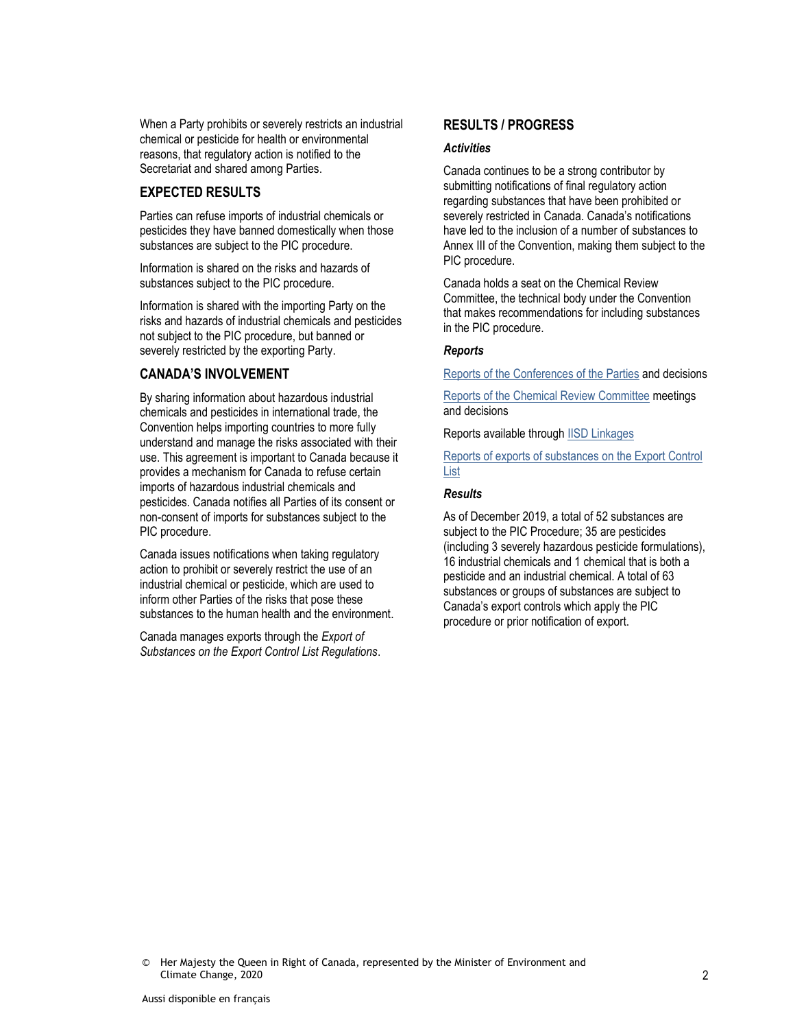When a Party prohibits or severely restricts an industrial chemical or pesticide for health or environmental reasons, that regulatory action is notified to the Secretariat and shared among Parties.

## EXPECTED RESULTS

Parties can refuse imports of industrial chemicals or pesticides they have banned domestically when those substances are subject to the PIC procedure.

Information is shared on the risks and hazards of substances subject to the PIC procedure.

Information is shared with the importing Party on the risks and hazards of industrial chemicals and pesticides not subject to the PIC procedure, but banned or severely restricted by the exporting Party.

## CANADA'S INVOLVEMENT

By sharing information about hazardous industrial chemicals and pesticides in international trade, the Convention helps importing countries to more fully understand and manage the risks associated with their use. This agreement is important to Canada because it provides a mechanism for Canada to refuse certain imports of hazardous industrial chemicals and pesticides. Canada notifies all Parties of its consent or non-consent of imports for substances subject to the PIC procedure.

Canada issues notifications when taking regulatory action to prohibit or severely restrict the use of an industrial chemical or pesticide, which are used to inform other Parties of the risks that pose these substances to the human health and the environment.

Canada manages exports through the *Export of Substances on the Export Control List Regulations*.

## RESULTS / PROGRESS

### *Activities*

Canada continues to be a strong contributor by submitting notifications of final regulatory action regarding substances that have been prohibited or severely restricted in Canada. Canada's notifications have led to the inclusion of a number of substances to Annex III of the Convention, making them subject to the PIC procedure.

Canada holds a seat on the Chemical Review Committee, the technical body under the Convention that makes recommendations for including substances in the PIC procedure.

### *Reports*

Reports of the Conferences of the Parties and decisions

Reports of the Chemical Review Committee meetings and decisions

Reports available through IISD Linkages

Reports of exports of substances on the Export Control List

### *Results*

As of December 2019, a total of 52 substances are subject to the PIC Procedure; 35 are pesticides (including 3 severely hazardous pesticide formulations), 16 industrial chemicals and 1 chemical that is both a pesticide and an industrial chemical. A total of 63 substances or groups of substances are subject to Canada's export controls which apply the PIC procedure or prior notification of export.

© Her Majesty the Queen in Right of Canada, represented by the Minister of Environment and Climate Change, 2020

Aussi disponible en français